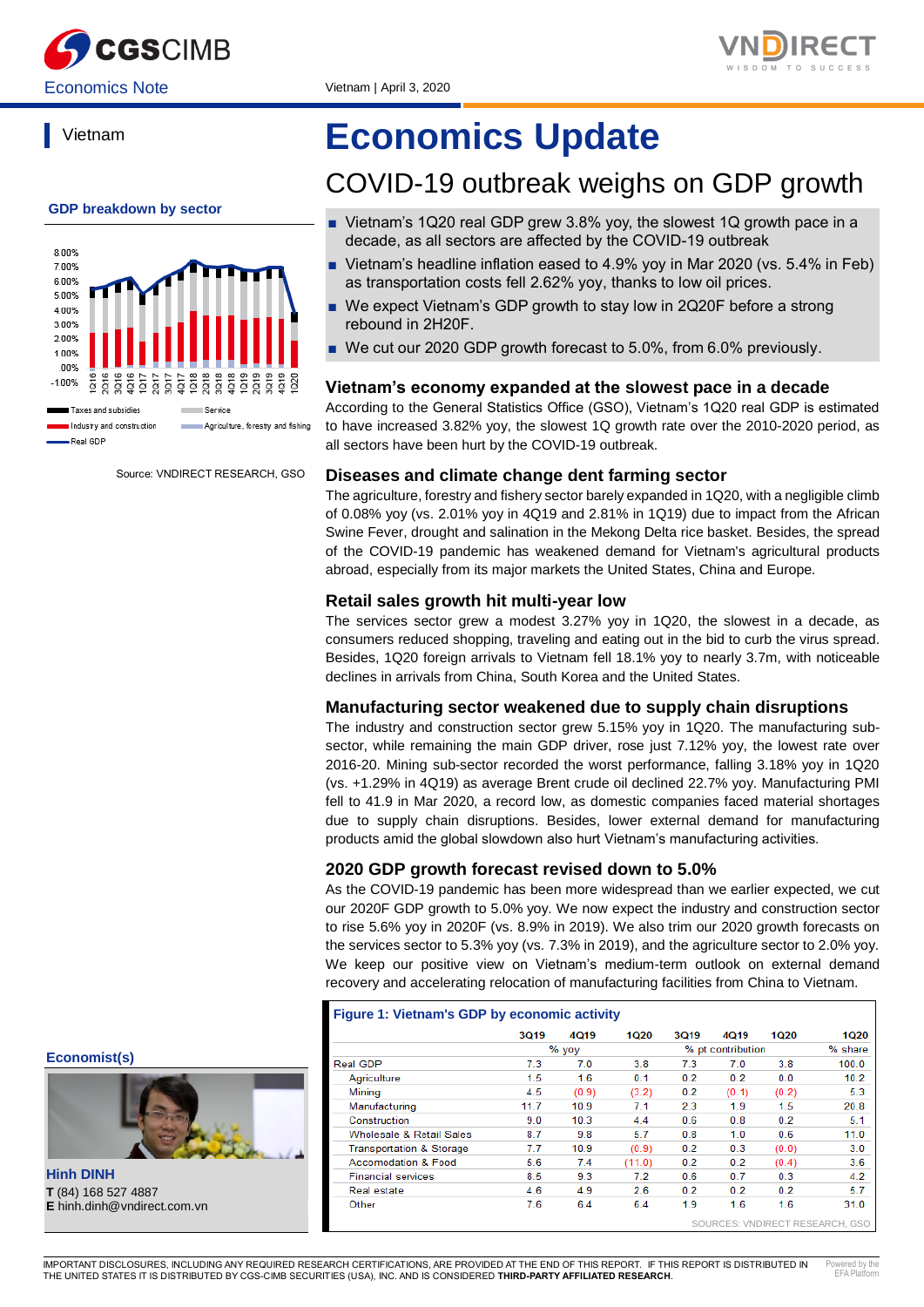# Economics Update

## COVID-19 outbreak weighs on GDP growth

Economics Note | Vietnam | April 3, 2020

- Vietnam's 1Q20 real GDP grew 3.8% yoy, the slowest 1Q growth pace in a decade, as all sectors are affected by the COVID-19 outbreak
- Vietnam's headline inflation eased to 4.9% yoy in Mar 2020 (vs. 5.4% in Feb) as transportation costs fell 2.62% yoy, thanks to low oil prices.
- We expect Vietnam's GDP growth to stay low in 2Q20F before a strong rebound in 2H20F.
- We cut our 2020 GDP growth forecast to 5.0%, from 6.0% previously.

### Vietnam's economy expanded at the slowest pace in a decade

According to the General Statistics Office (GSO), Vietnam's 1Q20 real GDP is estimated to have increased 3.82% yoy, the slowest 1Q growth rate over the 2010-2020 period, as all sectors have been hurt by the COVID-19 outbreak.

### Diseases and climate change dent farming sector

The agriculture, forestry and fishery sector barely expanded in 1Q20, with a negligible climb of 0.08% yoy (vs. 2.01% yoy in 4Q19 and 2.81% in 1Q19) due to impact from the African Swine Fever, drought and salination in the Mekong Delta rice basket. Besides, the spread of the COVID-19 pandemic has weakened demand for Vietnam's agricultural products abroad, especially from its major markets the United States, China and Europe.

### Retail sales growth hit multi-year low

The services sector grew a modest 3.27% yoy in 1Q20, the slowest in a decade, as consumers reduced shopping, traveling and eating out in the bid to curb the virus spread. Besides, 1Q20 foreign arrivals to Vietnam fell 18.1% yoy to nearly 3.7m, with noticeable declines in arrivals from China, South Korea and the United States.

### Manufacturing sector weakened due to supply chain disruptions

The industry and construction sector grew 5.15% yoy in 1Q20. The manufacturing sub-sector, while remaining the main GDP driver, rose just 7.12% yoy, the lowest rate over 2016-20. Mining sub-sector recorded the worst performance, falling 3.18% yoy in 1Q20 (vs. +1.29% in 4Q19) as average Brent crude oil declined 22.7% yoy. Manufacturing PMI fell to 41.9 in Mar 2020, a record low, as domestic companies faced material shortages due to supply chain disruptions. Besides, lower external demand for manufacturing products amid the global slowdown also hurt Vietnam's manufacturing activities.

### 2020 GDP growth forecast revised down to 5.0%

As the COVID-19 pandemic has been more widespread than we earlier expected, we cut our 2020F GDP growth to 5.0% yoy. We now expect the industry and construction sector to rise 5.6% yoy in 2020F (vs. 8.9% in 2019). We also trim our 2020 growth forecasts on the services sector to 5.3% yoy (vs. 7.3% in 2019), and the agriculture sector to 2.0% yoy. We keep our positive view on Vietnam's medium-term outlook on external demand recovery and accelerating relocation of manufacturing facilities from China to Vietnam.

**Figure 1: Vietnam's GDP by economic activity**

| | 3Q19 | 4Q19 | 1Q20 | 3Q19 | 4Q19 | 1Q20 | 1Q20 |
|---|---|---|---|---|---|---|---|
| | % yoy | | | % pt contribution | | | % share |
| Real GDP | 7.3 | 7.0 | 3.8 | 7.3 | 7.0 | 3.8 | 100.0 |
| Agriculture | 1.5 | 1.6 | 0.1 | 0.2 | 0.2 | 0.0 | 10.2 |
| Mining | 4.5 | (0.9) | (3.2) | 0.2 | (0.1) | (0.2) | 5.3 |
| Manufacturing | 11.7 | 10.9 | 7.1 | 2.3 | 1.9 | 1.5 | 20.8 |
| Construction | 9.0 | 10.3 | 4.4 | 0.6 | 0.8 | 0.2 | 5.1 |
| Wholesale & Retail Sales | 8.7 | 9.8 | 5.7 | 0.8 | 1.0 | 0.6 | 11.0 |
| Transportation & Storage | 7.7 | 10.9 | (0.9) | 0.2 | 0.3 | (0.0) | 3.0 |
| Accomodation & Food | 5.6 | 7.4 | (11.0) | 0.2 | 0.2 | (0.4) | 3.6 |
| Financial services | 8.5 | 9.3 | 7.2 | 0.6 | 0.7 | 0.3 | 4.2 |
| Real estate | 4.6 | 4.9 | 2.6 | 0.2 | 0.2 | 0.2 | 5.7 |
| Other | 7.6 | 6.4 | 6.4 | 1.9 | 1.6 | 1.6 | 31.0 |

SOURCES: VNDIRECT RESEARCH, GSO

**GDP breakdown by sector**

Legend: Taxes and subsidies; Service; Industry and construction; Agriculture, forestry and fishing; Real GDP

Source: VNDIRECT RESEARCH, GSO

**Economist(s)**

**Hinh DINH**
**T** (84) 168 527 4887
**E** hinh.dinh@vndirect.com.vn

IMPORTANT DISCLOSURES, INCLUDING ANY REQUIRED RESEARCH CERTIFICATIONS, ARE PROVIDED AT THE END OF THIS REPORT. IF THIS REPORT IS DISTRIBUTED IN THE UNITED STATES IT IS DISTRIBUTED BY CGS-CIMB SECURITIES (USA), INC. AND IS CONSIDERED **THIRD-PARTY AFFILIATED RESEARCH**.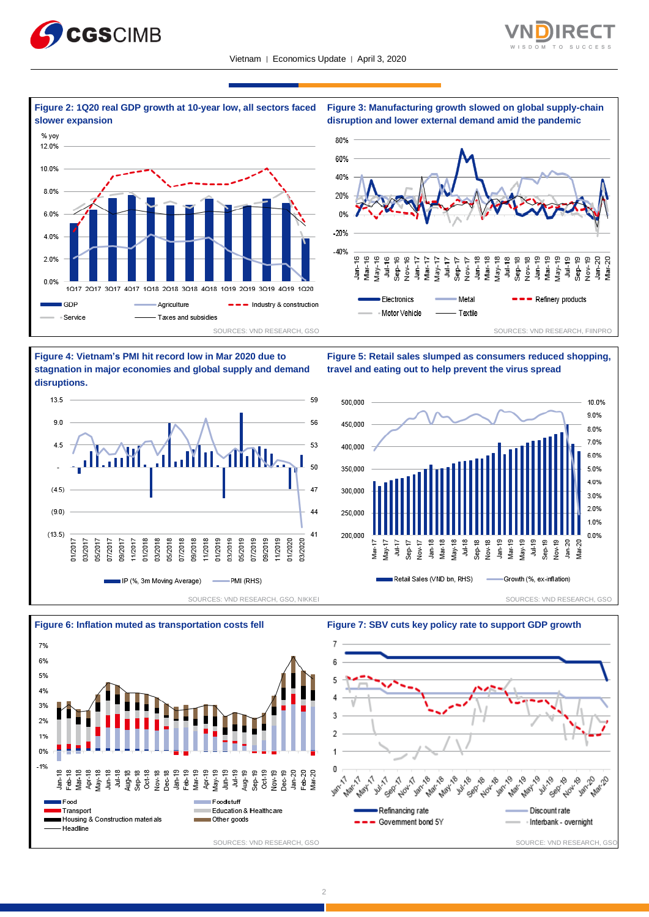**Figure 2: 1Q20 real GDP growth at 10-year low, all sectors faced slower expansion**

% yoy

GDP — Agriculture — Industry & construction — Service — Taxes and subsidies

SOURCES: VND RESEARCH, GSO

**Figure 3: Manufacturing growth slowed on global supply-chain disruption and lower external demand amid the pandemic**

Electronics — Metal — Refinery products — Motor Vehicle — Textile

SOURCES: VND RESEARCH, FIINPRO

**Figure 4: Vietnam's PMI hit record low in Mar 2020 due to stagnation in major economies and global supply and demand disruptions.**

IP (%, 3m Moving Average) — PMI (RHS)

SOURCES: VND RESEARCH, GSO, NIKKEI

**Figure 5: Retail sales slumped as consumers reduced shopping, travel and eating out to help prevent the virus spread**

Retail Sales (VND bn, RHS) — Growth (%, ex-inflation)

SOURCES: VND RESEARCH, GSO

**Figure 6: Inflation muted as transportation costs fell**

Food — Foodstuff — Transport — Education & Healthcare — Housing & Construction materials — Other goods — Headline

SOURCES: VND RESEARCH, GSO

**Figure 7: SBV cuts key policy rate to support GDP growth**

Refinancing rate — Discount rate — Government bond 5Y — Interbank - overnight

SOURCE: VND RESEARCH, GSO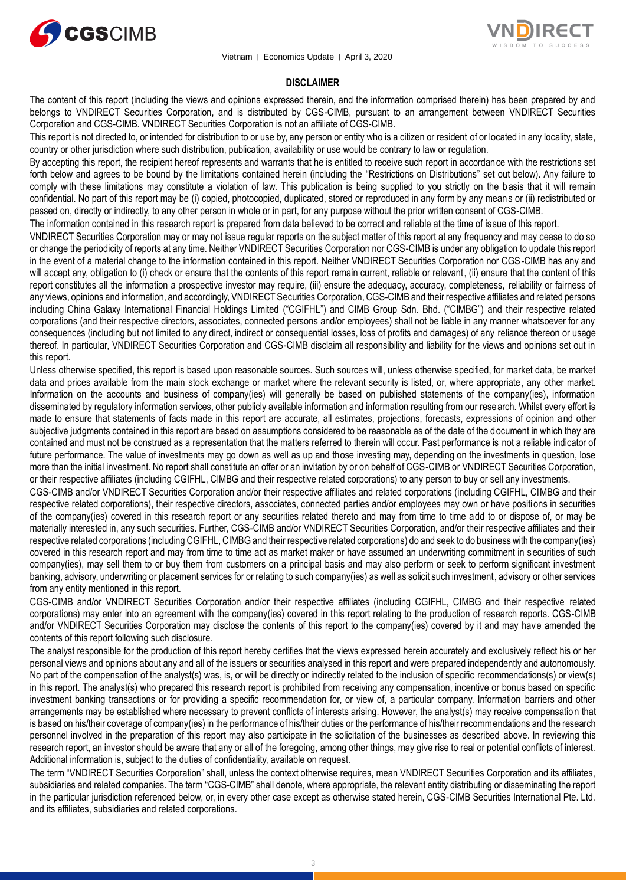## DISCLAIMER

The content of this report (including the views and opinions expressed therein, and the information comprised therein) has been prepared by and belongs to VNDIRECT Securities Corporation, and is distributed by CGS-CIMB, pursuant to an arrangement between VNDIRECT Securities Corporation and CGS-CIMB. VNDIRECT Securities Corporation is not an affiliate of CGS-CIMB.

This report is not directed to, or intended for distribution to or use by, any person or entity who is a citizen or resident of or located in any locality, state, country or other jurisdiction where such distribution, publication, availability or use would be contrary to law or regulation.

By accepting this report, the recipient hereof represents and warrants that he is entitled to receive such report in accordance with the restrictions set forth below and agrees to be bound by the limitations contained herein (including the "Restrictions on Distributions" set out below). Any failure to comply with these limitations may constitute a violation of law. This publication is being supplied to you strictly on the basis that it will remain confidential. No part of this report may be (i) copied, photocopied, duplicated, stored or reproduced in any form by any means or (ii) redistributed or passed on, directly or indirectly, to any other person in whole or in part, for any purpose without the prior written consent of CGS-CIMB.

The information contained in this research report is prepared from data believed to be correct and reliable at the time of issue of this report.

VNDIRECT Securities Corporation may or may not issue regular reports on the subject matter of this report at any frequency and may cease to do so or change the periodicity of reports at any time. Neither VNDIRECT Securities Corporation nor CGS-CIMB is under any obligation to update this report in the event of a material change to the information contained in this report. Neither VNDIRECT Securities Corporation nor CGS-CIMB has any and will accept any, obligation to (i) check or ensure that the contents of this report remain current, reliable or relevant, (ii) ensure that the content of this report constitutes all the information a prospective investor may require, (iii) ensure the adequacy, accuracy, completeness, reliability or fairness of any views, opinions and information, and accordingly, VNDIRECT Securities Corporation, CGS-CIMB and their respective affiliates and related persons including China Galaxy International Financial Holdings Limited ("CGIFHL") and CIMB Group Sdn. Bhd. ("CIMBG") and their respective related corporations (and their respective directors, associates, connected persons and/or employees) shall not be liable in any manner whatsoever for any consequences (including but not limited to any direct, indirect or consequential losses, loss of profits and damages) of any reliance thereon or usage thereof. In particular, VNDIRECT Securities Corporation and CGS-CIMB disclaim all responsibility and liability for the views and opinions set out in this report.

Unless otherwise specified, this report is based upon reasonable sources. Such sources will, unless otherwise specified, for market data, be market data and prices available from the main stock exchange or market where the relevant security is listed, or, where appropriate, any other market. Information on the accounts and business of company(ies) will generally be based on published statements of the company(ies), information disseminated by regulatory information services, other publicly available information and information resulting from our research. Whilst every effort is made to ensure that statements of facts made in this report are accurate, all estimates, projections, forecasts, expressions of opinion and other subjective judgments contained in this report are based on assumptions considered to be reasonable as of the date of the document in which they are contained and must not be construed as a representation that the matters referred to therein will occur. Past performance is not a reliable indicator of future performance. The value of investments may go down as well as up and those investing may, depending on the investments in question, lose more than the initial investment. No report shall constitute an offer or an invitation by or on behalf of CGS-CIMB or VNDIRECT Securities Corporation, or their respective affiliates (including CGIFHL, CIMBG and their respective related corporations) to any person to buy or sell any investments.

CGS-CIMB and/or VNDIRECT Securities Corporation and/or their respective affiliates and related corporations (including CGIFHL, CIMBG and their respective related corporations), their respective directors, associates, connected parties and/or employees may own or have positions in securities of the company(ies) covered in this research report or any securities related thereto and may from time to time add to or dispose of, or may be materially interested in, any such securities. Further, CGS-CIMB and/or VNDIRECT Securities Corporation, and/or their respective affiliates and their respective related corporations (including CGIFHL, CIMBG and their respective related corporations) do and seek to do business with the company(ies) covered in this research report and may from time to time act as market maker or have assumed an underwriting commitment in securities of such company(ies), may sell them to or buy them from customers on a principal basis and may also perform or seek to perform significant investment banking, advisory, underwriting or placement services for or relating to such company(ies) as well as solicit such investment, advisory or other services from any entity mentioned in this report.

CGS-CIMB and/or VNDIRECT Securities Corporation and/or their respective affiliates (including CGIFHL, CIMBG and their respective related corporations) may enter into an agreement with the company(ies) covered in this report relating to the production of research reports. CGS-CIMB and/or VNDIRECT Securities Corporation may disclose the contents of this report to the company(ies) covered by it and may have amended the contents of this report following such disclosure.

The analyst responsible for the production of this report hereby certifies that the views expressed herein accurately and exclusively reflect his or her personal views and opinions about any and all of the issuers or securities analysed in this report and were prepared independently and autonomously. No part of the compensation of the analyst(s) was, is, or will be directly or indirectly related to the inclusion of specific recommendations(s) or view(s) in this report. The analyst(s) who prepared this research report is prohibited from receiving any compensation, incentive or bonus based on specific investment banking transactions or for providing a specific recommendation for, or view of, a particular company. Information barriers and other arrangements may be established where necessary to prevent conflicts of interests arising. However, the analyst(s) may receive compensation that is based on his/their coverage of company(ies) in the performance of his/their duties or the performance of his/their recommendations and the research personnel involved in the preparation of this report may also participate in the solicitation of the businesses as described above. In reviewing this research report, an investor should be aware that any or all of the foregoing, among other things, may give rise to real or potential conflicts of interest. Additional information is, subject to the duties of confidentiality, available on request.

The term "VNDIRECT Securities Corporation" shall, unless the context otherwise requires, mean VNDIRECT Securities Corporation and its affiliates, subsidiaries and related companies. The term "CGS-CIMB" shall denote, where appropriate, the relevant entity distributing or disseminating the report in the particular jurisdiction referenced below, or, in every other case except as otherwise stated herein, CGS-CIMB Securities International Pte. Ltd. and its affiliates, subsidiaries and related corporations.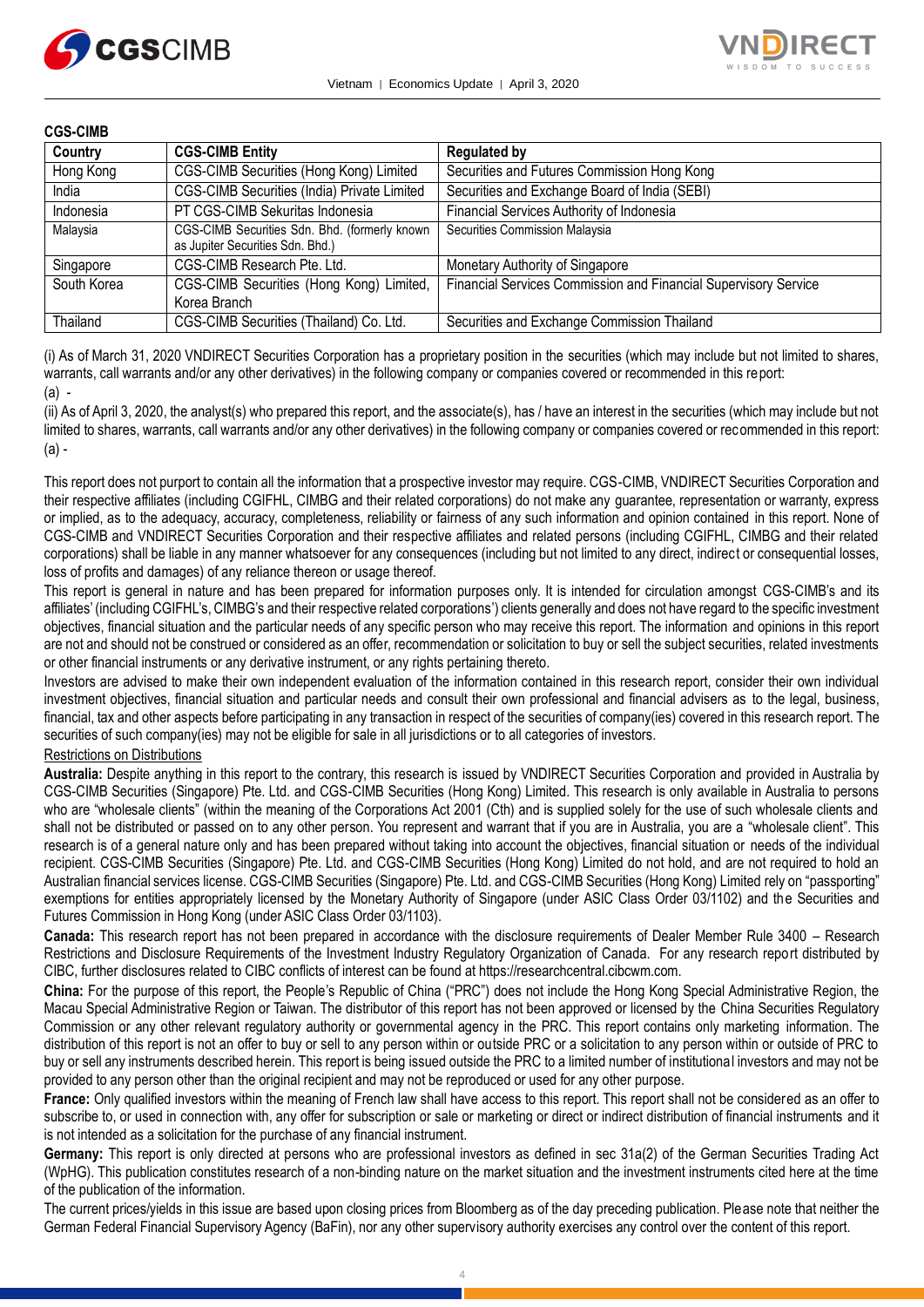**CGS-CIMB**

| Country | CGS-CIMB Entity | Regulated by |
|---|---|---|
| Hong Kong | CGS-CIMB Securities (Hong Kong) Limited | Securities and Futures Commission Hong Kong |
| India | CGS-CIMB Securities (India) Private Limited | Securities and Exchange Board of India (SEBI) |
| Indonesia | PT CGS-CIMB Sekuritas Indonesia | Financial Services Authority of Indonesia |
| Malaysia | CGS-CIMB Securities Sdn. Bhd. (formerly known as Jupiter Securities Sdn. Bhd.) | Securities Commission Malaysia |
| Singapore | CGS-CIMB Research Pte. Ltd. | Monetary Authority of Singapore |
| South Korea | CGS-CIMB Securities (Hong Kong) Limited, Korea Branch | Financial Services Commission and Financial Supervisory Service |
| Thailand | CGS-CIMB Securities (Thailand) Co. Ltd. | Securities and Exchange Commission Thailand |

(i) As of March 31, 2020 VNDIRECT Securities Corporation has a proprietary position in the securities (which may include but not limited to shares, warrants, call warrants and/or any other derivatives) in the following company or companies covered or recommended in this report:
(a) -

(ii) As of April 3, 2020, the analyst(s) who prepared this report, and the associate(s), has / have an interest in the securities (which may include but not limited to shares, warrants, call warrants and/or any other derivatives) in the following company or companies covered or recommended in this report:
(a) -

This report does not purport to contain all the information that a prospective investor may require. CGS-CIMB, VNDIRECT Securities Corporation and their respective affiliates (including CGIFHL, CIMBG and their related corporations) do not make any guarantee, representation or warranty, express or implied, as to the adequacy, accuracy, completeness, reliability or fairness of any such information and opinion contained in this report. None of CGS-CIMB and VNDIRECT Securities Corporation and their respective affiliates and related persons (including CGIFHL, CIMBG and their related corporations) shall be liable in any manner whatsoever for any consequences (including but not limited to any direct, indirect or consequential losses, loss of profits and damages) of any reliance thereon or usage thereof.

This report is general in nature and has been prepared for information purposes only. It is intended for circulation amongst CGS-CIMB's and its affiliates' (including CGIFHL's, CIMBG's and their respective related corporations') clients generally and does not have regard to the specific investment objectives, financial situation and the particular needs of any specific person who may receive this report. The information and opinions in this report are not and should not be construed or considered as an offer, recommendation or solicitation to buy or sell the subject securities, related investments or other financial instruments or any derivative instrument, or any rights pertaining thereto.

Investors are advised to make their own independent evaluation of the information contained in this research report, consider their own individual investment objectives, financial situation and particular needs and consult their own professional and financial advisers as to the legal, business, financial, tax and other aspects before participating in any transaction in respect of the securities of company(ies) covered in this research report. The securities of such company(ies) may not be eligible for sale in all jurisdictions or to all categories of investors.

Restrictions on Distributions

**Australia:** Despite anything in this report to the contrary, this research is issued by VNDIRECT Securities Corporation and provided in Australia by CGS-CIMB Securities (Singapore) Pte. Ltd. and CGS-CIMB Securities (Hong Kong) Limited. This research is only available in Australia to persons who are "wholesale clients" (within the meaning of the Corporations Act 2001 (Cth) and is supplied solely for the use of such wholesale clients and shall not be distributed or passed on to any other person. You represent and warrant that if you are in Australia, you are a "wholesale client". This research is of a general nature only and has been prepared without taking into account the objectives, financial situation or needs of the individual recipient. CGS-CIMB Securities (Singapore) Pte. Ltd. and CGS-CIMB Securities (Hong Kong) Limited do not hold, and are not required to hold an Australian financial services license. CGS-CIMB Securities (Singapore) Pte. Ltd. and CGS-CIMB Securities (Hong Kong) Limited rely on "passporting" exemptions for entities appropriately licensed by the Monetary Authority of Singapore (under ASIC Class Order 03/1102) and the Securities and Futures Commission in Hong Kong (under ASIC Class Order 03/1103).

**Canada:** This research report has not been prepared in accordance with the disclosure requirements of Dealer Member Rule 3400 – Research Restrictions and Disclosure Requirements of the Investment Industry Regulatory Organization of Canada. For any research report distributed by CIBC, further disclosures related to CIBC conflicts of interest can be found at https://researchcentral.cibcwm.com.

**China:** For the purpose of this report, the People's Republic of China ("PRC") does not include the Hong Kong Special Administrative Region, the Macau Special Administrative Region or Taiwan. The distributor of this report has not been approved or licensed by the China Securities Regulatory Commission or any other relevant regulatory authority or governmental agency in the PRC. This report contains only marketing information. The distribution of this report is not an offer to buy or sell to any person within or outside PRC or a solicitation to any person within or outside of PRC to buy or sell any instruments described herein. This report is being issued outside the PRC to a limited number of institutional investors and may not be provided to any person other than the original recipient and may not be reproduced or used for any other purpose.

**France:** Only qualified investors within the meaning of French law shall have access to this report. This report shall not be considered as an offer to subscribe to, or used in connection with, any offer for subscription or sale or marketing or direct or indirect distribution of financial instruments and it is not intended as a solicitation for the purchase of any financial instrument.

**Germany:** This report is only directed at persons who are professional investors as defined in sec 31a(2) of the German Securities Trading Act (WpHG). This publication constitutes research of a non-binding nature on the market situation and the investment instruments cited here at the time of the publication of the information.

The current prices/yields in this issue are based upon closing prices from Bloomberg as of the day preceding publication. Please note that neither the German Federal Financial Supervisory Agency (BaFin), nor any other supervisory authority exercises any control over the content of this report.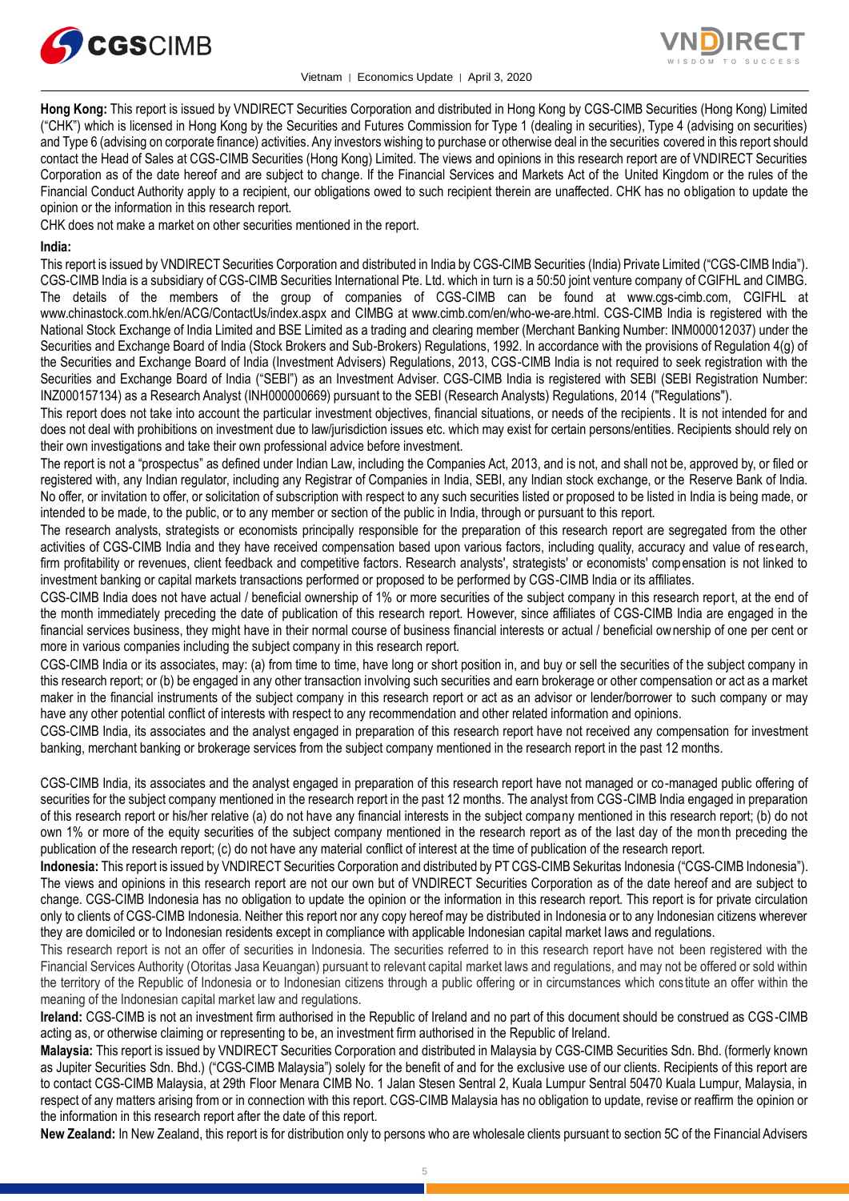**Hong Kong:** This report is issued by VNDIRECT Securities Corporation and distributed in Hong Kong by CGS-CIMB Securities (Hong Kong) Limited ("CHK") which is licensed in Hong Kong by the Securities and Futures Commission for Type 1 (dealing in securities), Type 4 (advising on securities) and Type 6 (advising on corporate finance) activities. Any investors wishing to purchase or otherwise deal in the securities covered in this report should contact the Head of Sales at CGS-CIMB Securities (Hong Kong) Limited. The views and opinions in this research report are of VNDIRECT Securities Corporation as of the date hereof and are subject to change. If the Financial Services and Markets Act of the United Kingdom or the rules of the Financial Conduct Authority apply to a recipient, our obligations owed to such recipient therein are unaffected. CHK has no obligation to update the opinion or the information in this research report.

CHK does not make a market on other securities mentioned in the report.

**India:**

This report is issued by VNDIRECT Securities Corporation and distributed in India by CGS-CIMB Securities (India) Private Limited ("CGS-CIMB India"). CGS-CIMB India is a subsidiary of CGS-CIMB Securities International Pte. Ltd. which in turn is a 50:50 joint venture company of CGIFHL and CIMBG. The details of the members of the group of companies of CGS-CIMB can be found at www.cgs-cimb.com, CGIFHL at www.chinastock.com.hk/en/ACG/ContactUs/index.aspx and CIMBG at www.cimb.com/en/who-we-are.html. CGS-CIMB India is registered with the National Stock Exchange of India Limited and BSE Limited as a trading and clearing member (Merchant Banking Number: INM000012037) under the Securities and Exchange Board of India (Stock Brokers and Sub-Brokers) Regulations, 1992. In accordance with the provisions of Regulation 4(g) of the Securities and Exchange Board of India (Investment Advisers) Regulations, 2013, CGS-CIMB India is not required to seek registration with the Securities and Exchange Board of India ("SEBI") as an Investment Adviser. CGS-CIMB India is registered with SEBI (SEBI Registration Number: INZ000157134) as a Research Analyst (INH000000669) pursuant to the SEBI (Research Analysts) Regulations, 2014 ("Regulations").

This report does not take into account the particular investment objectives, financial situations, or needs of the recipients. It is not intended for and does not deal with prohibitions on investment due to law/jurisdiction issues etc. which may exist for certain persons/entities. Recipients should rely on their own investigations and take their own professional advice before investment.

The report is not a "prospectus" as defined under Indian Law, including the Companies Act, 2013, and is not, and shall not be, approved by, or filed or registered with, any Indian regulator, including any Registrar of Companies in India, SEBI, any Indian stock exchange, or the Reserve Bank of India. No offer, or invitation to offer, or solicitation of subscription with respect to any such securities listed or proposed to be listed in India is being made, or intended to be made, to the public, or to any member or section of the public in India, through or pursuant to this report.

The research analysts, strategists or economists principally responsible for the preparation of this research report are segregated from the other activities of CGS-CIMB India and they have received compensation based upon various factors, including quality, accuracy and value of research, firm profitability or revenues, client feedback and competitive factors. Research analysts', strategists' or economists' compensation is not linked to investment banking or capital markets transactions performed or proposed to be performed by CGS-CIMB India or its affiliates.

CGS-CIMB India does not have actual / beneficial ownership of 1% or more securities of the subject company in this research report, at the end of the month immediately preceding the date of publication of this research report. However, since affiliates of CGS-CIMB India are engaged in the financial services business, they might have in their normal course of business financial interests or actual / beneficial ownership of one per cent or more in various companies including the subject company in this research report.

CGS-CIMB India or its associates, may: (a) from time to time, have long or short position in, and buy or sell the securities of the subject company in this research report; or (b) be engaged in any other transaction involving such securities and earn brokerage or other compensation or act as a market maker in the financial instruments of the subject company in this research report or act as an advisor or lender/borrower to such company or may have any other potential conflict of interests with respect to any recommendation and other related information and opinions.

CGS-CIMB India, its associates and the analyst engaged in preparation of this research report have not received any compensation for investment banking, merchant banking or brokerage services from the subject company mentioned in the research report in the past 12 months.

CGS-CIMB India, its associates and the analyst engaged in preparation of this research report have not managed or co-managed public offering of securities for the subject company mentioned in the research report in the past 12 months. The analyst from CGS-CIMB India engaged in preparation of this research report or his/her relative (a) do not have any financial interests in the subject company mentioned in this research report; (b) do not own 1% or more of the equity securities of the subject company mentioned in the research report as of the last day of the month preceding the publication of the research report; (c) do not have any material conflict of interest at the time of publication of the research report.

**Indonesia:** This report is issued by VNDIRECT Securities Corporation and distributed by PT CGS-CIMB Sekuritas Indonesia ("CGS-CIMB Indonesia"). The views and opinions in this research report are not our own but of VNDIRECT Securities Corporation as of the date hereof and are subject to change. CGS-CIMB Indonesia has no obligation to update the opinion or the information in this research report. This report is for private circulation only to clients of CGS-CIMB Indonesia. Neither this report nor any copy hereof may be distributed in Indonesia or to any Indonesian citizens wherever they are domiciled or to Indonesian residents except in compliance with applicable Indonesian capital market laws and regulations.

This research report is not an offer of securities in Indonesia. The securities referred to in this research report have not been registered with the Financial Services Authority (Otoritas Jasa Keuangan) pursuant to relevant capital market laws and regulations, and may not be offered or sold within the territory of the Republic of Indonesia or to Indonesian citizens through a public offering or in circumstances which constitute an offer within the meaning of the Indonesian capital market law and regulations.

**Ireland:** CGS-CIMB is not an investment firm authorised in the Republic of Ireland and no part of this document should be construed as CGS-CIMB acting as, or otherwise claiming or representing to be, an investment firm authorised in the Republic of Ireland.

**Malaysia:** This report is issued by VNDIRECT Securities Corporation and distributed in Malaysia by CGS-CIMB Securities Sdn. Bhd. (formerly known as Jupiter Securities Sdn. Bhd.) ("CGS-CIMB Malaysia") solely for the benefit of and for the exclusive use of our clients. Recipients of this report are to contact CGS-CIMB Malaysia, at 29th Floor Menara CIMB No. 1 Jalan Stesen Sentral 2, Kuala Lumpur Sentral 50470 Kuala Lumpur, Malaysia, in respect of any matters arising from or in connection with this report. CGS-CIMB Malaysia has no obligation to update, revise or reaffirm the opinion or the information in this research report after the date of this report.

**New Zealand:** In New Zealand, this report is for distribution only to persons who are wholesale clients pursuant to section 5C of the Financial Advisers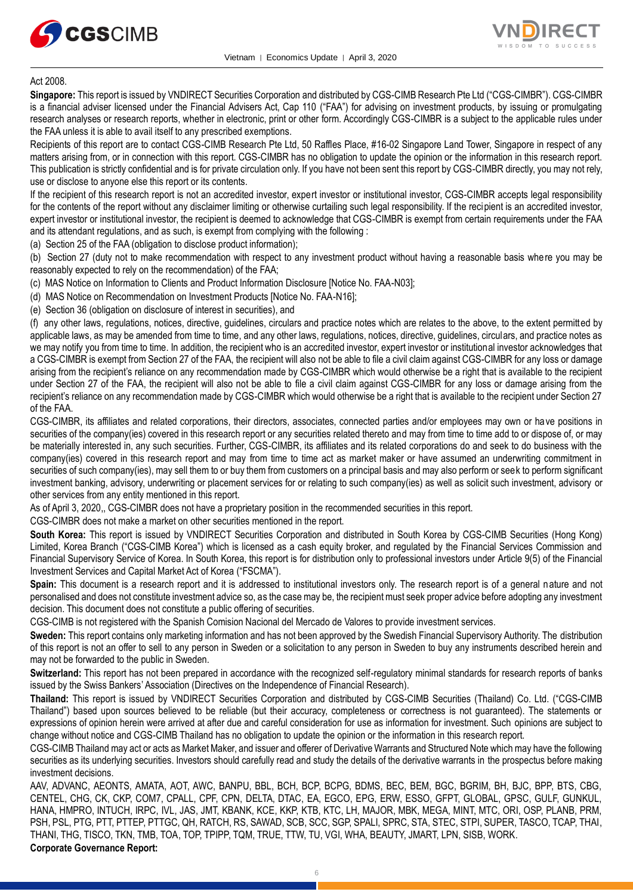Act 2008.

**Singapore:** This report is issued by VNDIRECT Securities Corporation and distributed by CGS-CIMB Research Pte Ltd ("CGS-CIMBR"). CGS-CIMBR is a financial adviser licensed under the Financial Advisers Act, Cap 110 ("FAA") for advising on investment products, by issuing or promulgating research analyses or research reports, whether in electronic, print or other form. Accordingly CGS-CIMBR is a subject to the applicable rules under the FAA unless it is able to avail itself to any prescribed exemptions.

Recipients of this report are to contact CGS-CIMB Research Pte Ltd, 50 Raffles Place, #16-02 Singapore Land Tower, Singapore in respect of any matters arising from, or in connection with this report. CGS-CIMBR has no obligation to update the opinion or the information in this research report. This publication is strictly confidential and is for private circulation only. If you have not been sent this report by CGS-CIMBR directly, you may not rely, use or disclose to anyone else this report or its contents.

If the recipient of this research report is not an accredited investor, expert investor or institutional investor, CGS-CIMBR accepts legal responsibility for the contents of the report without any disclaimer limiting or otherwise curtailing such legal responsibility. If the recipient is an accredited investor, expert investor or institutional investor, the recipient is deemed to acknowledge that CGS-CIMBR is exempt from certain requirements under the FAA and its attendant regulations, and as such, is exempt from complying with the following :

(a) Section 25 of the FAA (obligation to disclose product information);

(b) Section 27 (duty not to make recommendation with respect to any investment product without having a reasonable basis where you may be reasonably expected to rely on the recommendation) of the FAA;

(c) MAS Notice on Information to Clients and Product Information Disclosure [Notice No. FAA-N03];

(d) MAS Notice on Recommendation on Investment Products [Notice No. FAA-N16];

(e) Section 36 (obligation on disclosure of interest in securities), and

(f) any other laws, regulations, notices, directive, guidelines, circulars and practice notes which are relates to the above, to the extent permitted by applicable laws, as may be amended from time to time, and any other laws, regulations, notices, directive, guidelines, circulars, and practice notes as we may notify you from time to time. In addition, the recipient who is an accredited investor, expert investor or institutional investor acknowledges that a CGS-CIMBR is exempt from Section 27 of the FAA, the recipient will also not be able to file a civil claim against CGS-CIMBR for any loss or damage arising from the recipient's reliance on any recommendation made by CGS-CIMBR which would otherwise be a right that is available to the recipient under Section 27 of the FAA, the recipient will also not be able to file a civil claim against CGS-CIMBR for any loss or damage arising from the recipient's reliance on any recommendation made by CGS-CIMBR which would otherwise be a right that is available to the recipient under Section 27 of the FAA.

CGS-CIMBR, its affiliates and related corporations, their directors, associates, connected parties and/or employees may own or have positions in securities of the company(ies) covered in this research report or any securities related thereto and may from time to time add to or dispose of, or may be materially interested in, any such securities. Further, CGS-CIMBR, its affiliates and its related corporations do and seek to do business with the company(ies) covered in this research report and may from time to time act as market maker or have assumed an underwriting commitment in securities of such company(ies), may sell them to or buy them from customers on a principal basis and may also perform or seek to perform significant investment banking, advisory, underwriting or placement services for or relating to such company(ies) as well as solicit such investment, advisory or other services from any entity mentioned in this report.

As of April 3, 2020,, CGS-CIMBR does not have a proprietary position in the recommended securities in this report.

CGS-CIMBR does not make a market on other securities mentioned in the report.

**South Korea:** This report is issued by VNDIRECT Securities Corporation and distributed in South Korea by CGS-CIMB Securities (Hong Kong) Limited, Korea Branch ("CGS-CIMB Korea") which is licensed as a cash equity broker, and regulated by the Financial Services Commission and Financial Supervisory Service of Korea. In South Korea, this report is for distribution only to professional investors under Article 9(5) of the Financial Investment Services and Capital Market Act of Korea ("FSCMA").

**Spain:** This document is a research report and it is addressed to institutional investors only. The research report is of a general nature and not personalised and does not constitute investment advice so, as the case may be, the recipient must seek proper advice before adopting any investment decision. This document does not constitute a public offering of securities.

CGS-CIMB is not registered with the Spanish Comision Nacional del Mercado de Valores to provide investment services.

**Sweden:** This report contains only marketing information and has not been approved by the Swedish Financial Supervisory Authority. The distribution of this report is not an offer to sell to any person in Sweden or a solicitation to any person in Sweden to buy any instruments described herein and may not be forwarded to the public in Sweden.

**Switzerland:** This report has not been prepared in accordance with the recognized self-regulatory minimal standards for research reports of banks issued by the Swiss Bankers' Association (Directives on the Independence of Financial Research).

**Thailand:** This report is issued by VNDIRECT Securities Corporation and distributed by CGS-CIMB Securities (Thailand) Co. Ltd. ("CGS-CIMB Thailand") based upon sources believed to be reliable (but their accuracy, completeness or correctness is not guaranteed). The statements or expressions of opinion herein were arrived at after due and careful consideration for use as information for investment. Such opinions are subject to change without notice and CGS-CIMB Thailand has no obligation to update the opinion or the information in this research report.

CGS-CIMB Thailand may act or acts as Market Maker, and issuer and offerer of Derivative Warrants and Structured Note which may have the following securities as its underlying securities. Investors should carefully read and study the details of the derivative warrants in the prospectus before making investment decisions.

AAV, ADVANC, AEONTS, AMATA, AOT, AWC, BANPU, BBL, BCH, BCP, BCPG, BDMS, BEC, BEM, BGC, BGRIM, BH, BJC, BPP, BTS, CBG, CENTEL, CHG, CK, CKP, COM7, CPALL, CPF, CPN, DELTA, DTAC, EA, EGCO, EPG, ERW, ESSO, GFPT, GLOBAL, GPSC, GULF, GUNKUL, HANA, HMPRO, INTUCH, IRPC, IVL, JAS, JMT, KBANK, KCE, KKP, KTB, KTC, LH, MAJOR, MBK, MEGA, MINT, MTC, ORI, OSP, PLANB, PRM, PSH, PSL, PTG, PTT, PTTEP, PTTGC, QH, RATCH, RS, SAWAD, SCB, SCC, SGP, SPALI, SPRC, STA, STEC, STPI, SUPER, TASCO, TCAP, THAI, THANI, THG, TISCO, TKN, TMB, TOA, TOP, TPIPP, TQM, TRUE, TTW, TU, VGI, WHA, BEAUTY, JMART, LPN, SISB, WORK.

**Corporate Governance Report:**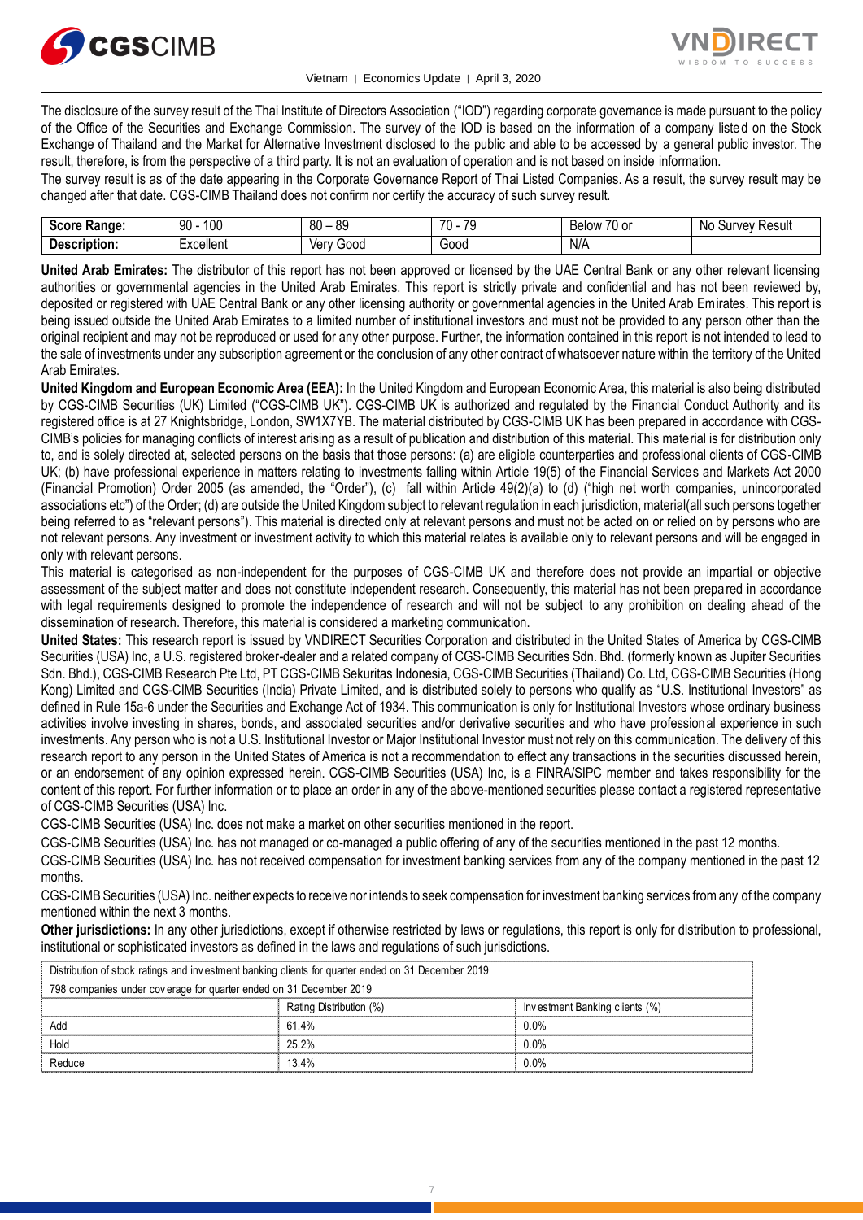The disclosure of the survey result of the Thai Institute of Directors Association ("IOD") regarding corporate governance is made pursuant to the policy of the Office of the Securities and Exchange Commission. The survey of the IOD is based on the information of a company listed on the Stock Exchange of Thailand and the Market for Alternative Investment disclosed to the public and able to be accessed by a general public investor. The result, therefore, is from the perspective of a third party. It is not an evaluation of operation and is not based on inside information.

The survey result is as of the date appearing in the Corporate Governance Report of Thai Listed Companies. As a result, the survey result may be changed after that date. CGS-CIMB Thailand does not confirm nor certify the accuracy of such survey result.

| **Score Range:** | 90 - 100 | 80 – 89 | 70 - 79 | Below 70 or | No Survey Result |
|---|---|---|---|---|---|
| **Description:** | Excellent | Very Good | Good | N/A | |

**United Arab Emirates:** The distributor of this report has not been approved or licensed by the UAE Central Bank or any other relevant licensing authorities or governmental agencies in the United Arab Emirates. This report is strictly private and confidential and has not been reviewed by, deposited or registered with UAE Central Bank or any other licensing authority or governmental agencies in the United Arab Emirates. This report is being issued outside the United Arab Emirates to a limited number of institutional investors and must not be provided to any person other than the original recipient and may not be reproduced or used for any other purpose. Further, the information contained in this report is not intended to lead to the sale of investments under any subscription agreement or the conclusion of any other contract of whatsoever nature within the territory of the United Arab Emirates.

**United Kingdom and European Economic Area (EEA):** In the United Kingdom and European Economic Area, this material is also being distributed by CGS-CIMB Securities (UK) Limited ("CGS-CIMB UK"). CGS-CIMB UK is authorized and regulated by the Financial Conduct Authority and its registered office is at 27 Knightsbridge, London, SW1X7YB. The material distributed by CGS-CIMB UK has been prepared in accordance with CGS-CIMB's policies for managing conflicts of interest arising as a result of publication and distribution of this material. This material is for distribution only to, and is solely directed at, selected persons on the basis that those persons: (a) are eligible counterparties and professional clients of CGS-CIMB UK; (b) have professional experience in matters relating to investments falling within Article 19(5) of the Financial Services and Markets Act 2000 (Financial Promotion) Order 2005 (as amended, the "Order"), (c) fall within Article 49(2)(a) to (d) ("high net worth companies, unincorporated associations etc") of the Order; (d) are outside the United Kingdom subject to relevant regulation in each jurisdiction, material(all such persons together being referred to as "relevant persons"). This material is directed only at relevant persons and must not be acted on or relied on by persons who are not relevant persons. Any investment or investment activity to which this material relates is available only to relevant persons and will be engaged in only with relevant persons.

This material is categorised as non-independent for the purposes of CGS-CIMB UK and therefore does not provide an impartial or objective assessment of the subject matter and does not constitute independent research. Consequently, this material has not been prepared in accordance with legal requirements designed to promote the independence of research and will not be subject to any prohibition on dealing ahead of the dissemination of research. Therefore, this material is considered a marketing communication.

**United States:** This research report is issued by VNDIRECT Securities Corporation and distributed in the United States of America by CGS-CIMB Securities (USA) Inc, a U.S. registered broker-dealer and a related company of CGS-CIMB Securities Sdn. Bhd. (formerly known as Jupiter Securities Sdn. Bhd.), CGS-CIMB Research Pte Ltd, PT CGS-CIMB Sekuritas Indonesia, CGS-CIMB Securities (Thailand) Co. Ltd, CGS-CIMB Securities (Hong Kong) Limited and CGS-CIMB Securities (India) Private Limited, and is distributed solely to persons who qualify as "U.S. Institutional Investors" as defined in Rule 15a-6 under the Securities and Exchange Act of 1934. This communication is only for Institutional Investors whose ordinary business activities involve investing in shares, bonds, and associated securities and/or derivative securities and who have professional experience in such investments. Any person who is not a U.S. Institutional Investor or Major Institutional Investor must not rely on this communication. The delivery of this research report to any person in the United States of America is not a recommendation to effect any transactions in the securities discussed herein, or an endorsement of any opinion expressed herein. CGS-CIMB Securities (USA) Inc, is a FINRA/SIPC member and takes responsibility for the content of this report. For further information or to place an order in any of the above-mentioned securities please contact a registered representative of CGS-CIMB Securities (USA) Inc.

CGS-CIMB Securities (USA) Inc. does not make a market on other securities mentioned in the report.

CGS-CIMB Securities (USA) Inc. has not managed or co-managed a public offering of any of the securities mentioned in the past 12 months.

CGS-CIMB Securities (USA) Inc. has not received compensation for investment banking services from any of the company mentioned in the past 12 months.

CGS-CIMB Securities (USA) Inc. neither expects to receive nor intends to seek compensation for investment banking services from any of the company mentioned within the next 3 months.

**Other jurisdictions:** In any other jurisdictions, except if otherwise restricted by laws or regulations, this report is only for distribution to professional, institutional or sophisticated investors as defined in the laws and regulations of such jurisdictions.

| Distribution of stock ratings and investment banking clients for quarter ended on 31 December 2019 | | |
|---|---|---|
| 798 companies under coverage for quarter ended on 31 December 2019 | | |
| | Rating Distribution (%) | Investment Banking clients (%) |
| Add | 61.4% | 0.0% |
| Hold | 25.2% | 0.0% |
| Reduce | 13.4% | 0.0% |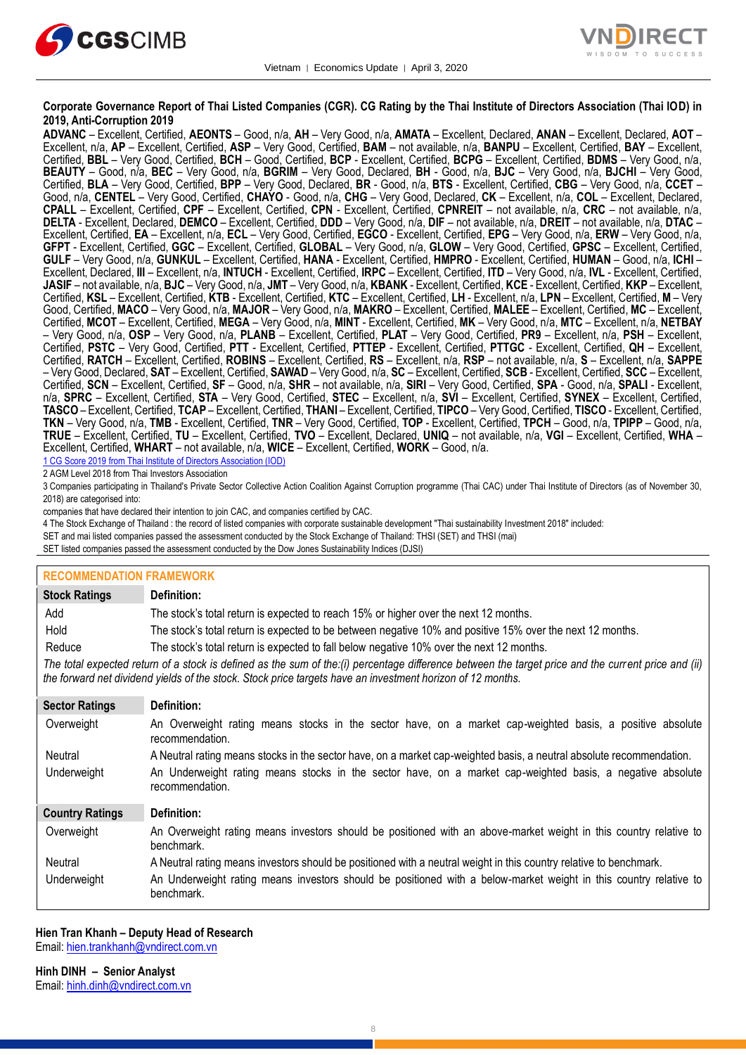**Corporate Governance Report of Thai Listed Companies (CGR). CG Rating by the Thai Institute of Directors Association (Thai IOD) in 2019, Anti-Corruption 2019**

**ADVANC** – Excellent, Certified, **AEONTS** – Good, n/a, **AH** – Very Good, n/a, **AMATA** – Excellent, Declared, **ANAN** – Excellent, Declared, **AOT** – Excellent, n/a, **AP** – Excellent, Certified, **ASP** – Very Good, Certified, **BAM** – not available, n/a, **BANPU** – Excellent, Certified, **BAY** – Excellent, Certified, **BBL** – Very Good, Certified, **BCH** – Good, Certified, **BCP** - Excellent, Certified, **BCPG** – Excellent, Certified, **BDMS** – Very Good, n/a, **BEAUTY** – Good, n/a, **BEC** – Very Good, n/a, **BGRIM** – Very Good, Declared, **BH** - Good, n/a, **BJC** – Very Good, n/a, **BJCHI** – Very Good, Certified, **BLA** – Very Good, Certified, **BPP** – Very Good, Declared, **BR** - Good, n/a, **BTS** - Excellent, Certified, **CBG** – Very Good, n/a, **CCET** – Good, n/a, **CENTEL** – Very Good, Certified, **CHAYO** - Good, n/a, **CHG** – Very Good, Declared, **CK** – Excellent, n/a, **COL** – Excellent, Declared, **CPALL** – Excellent, Certified, **CPF** – Excellent, Certified, **CPN** - Excellent, Certified, **CPNREIT** – not available, n/a, **CRC** – not available, n/a, **DELTA** - Excellent, Declared, **DEMCO** – Excellent, Certified, **DDD** – Very Good, n/a, **DIF** – not available, n/a, **DREIT** – not available, n/a, **DTAC** – Excellent, Certified, **EA** – Excellent, n/a, **ECL** – Very Good, Certified, **EGCO** - Excellent, Certified, **EPG** – Very Good, n/a, **ERW** – Very Good, n/a, **GFPT** - Excellent, Certified, **GGC** – Excellent, Certified, **GLOBAL** – Very Good, n/a, **GLOW** – Very Good, Certified, **GPSC** – Excellent, Certified, **GULF** – Very Good, n/a, **GUNKUL** – Excellent, Certified, **HANA** - Excellent, Certified, **HMPRO** - Excellent, Certified, **HUMAN** – Good, n/a, **ICHI** – Excellent, Declared, **III** – Excellent, n/a, **INTUCH** - Excellent, Certified, **IRPC** – Excellent, Certified, **ITD** – Very Good, n/a, **IVL** - Excellent, Certified, **JASIF** – not available, n/a, **BJC** – Very Good, n/a, **JMT** – Very Good, n/a, **KBANK** - Excellent, Certified, **KCE** - Excellent, Certified, **KKP** – Excellent, Certified, **KSL** – Excellent, Certified, **KTB** - Excellent, Certified, **KTC** – Excellent, Certified, **LH** - Excellent, n/a, **LPN** – Excellent, Certified, **M** – Very Good, Certified, **MACO** – Very Good, n/a, **MAJOR** – Very Good, n/a, **MAKRO** – Excellent, Certified, **MALEE** – Excellent, Certified, **MC** – Excellent, Certified, **MCOT** – Excellent, Certified, **MEGA** – Very Good, n/a, **MINT** - Excellent, Certified, **MK** – Very Good, n/a, **MTC** – Excellent, n/a, **NETBAY** – Very Good, n/a, **OSP** – Very Good, n/a, **PLANB** – Excellent, Certified, **PLAT** – Very Good, Certified, **PR9** – Excellent, n/a, **PSH** – Excellent, Certified, **PSTC** – Very Good, Certified, **PTT** - Excellent, Certified, **PTTEP** - Excellent, Certified, **PTTGC** - Excellent, Certified, **QH** – Excellent, Certified, **RATCH** – Excellent, Certified, **ROBINS** – Excellent, Certified, **RS** – Excellent, n/a, **RSP** – not available, n/a, **S** – Excellent, n/a, **SAPPE** – Very Good, Declared, **SAT** – Excellent, Certified, **SAWAD** – Very Good, n/a, **SC** – Excellent, Certified, **SCB** - Excellent, Certified, **SCC** – Excellent, Certified, **SCN** – Excellent, Certified, **SF** – Good, n/a, **SHR** – not available, n/a, **SIRI** – Very Good, Certified, **SPA** - Good, n/a, **SPALI** - Excellent, n/a, **SPRC** – Excellent, Certified, **STA** – Very Good, Certified, **STEC** – Excellent, n/a, **SVI** – Excellent, Certified, **SYNEX** – Excellent, Certified, **TASCO** – Excellent, Certified, **TCAP** – Excellent, Certified, **THANI** – Excellent, Certified, **TIPCO** – Very Good, Certified, **TISCO** - Excellent, Certified, **TKN** – Very Good, n/a, **TMB** - Excellent, Certified, **TNR** – Very Good, Certified, **TOP** - Excellent, Certified, **TPCH** – Good, n/a, **TPIPP** – Good, n/a, **TRUE** – Excellent, Certified, **TU** – Excellent, Certified, **TVO** – Excellent, Declared, **UNIQ** – not available, n/a, **VGI** – Excellent, Certified, **WHA** – Excellent, Certified, **WHART** – not available, n/a, **WICE** – Excellent, Certified, **WORK** – Good, n/a.

1 CG Score 2019 from Thai Institute of Directors Association (IOD)

2 AGM Level 2018 from Thai Investors Association

3 Companies participating in Thailand's Private Sector Collective Action Coalition Against Corruption programme (Thai CAC) under Thai Institute of Directors (as of November 30, 2018) are categorised into:

companies that have declared their intention to join CAC, and companies certified by CAC.

4 The Stock Exchange of Thailand : the record of listed companies with corporate sustainable development "Thai sustainability Investment 2018" included:

SET and mai listed companies passed the assessment conducted by the Stock Exchange of Thailand: THSI (SET) and THSI (mai)

SET listed companies passed the assessment conducted by the Dow Jones Sustainability Indices (DJSI)

## RECOMMENDATION FRAMEWORK

| Stock Ratings | Definition: |
|---|---|
| Add | The stock's total return is expected to reach 15% or higher over the next 12 months. |
| Hold | The stock's total return is expected to be between negative 10% and positive 15% over the next 12 months. |
| Reduce | The stock's total return is expected to fall below negative 10% over the next 12 months. |

*The total expected return of a stock is defined as the sum of the:(i) percentage difference between the target price and the current price and (ii) the forward net dividend yields of the stock. Stock price targets have an investment horizon of 12 months.*

| Sector Ratings | Definition: |
|---|---|
| Overweight | An Overweight rating means stocks in the sector have, on a market cap-weighted basis, a positive absolute recommendation. |
| Neutral | A Neutral rating means stocks in the sector have, on a market cap-weighted basis, a neutral absolute recommendation. |
| Underweight | An Underweight rating means stocks in the sector have, on a market cap-weighted basis, a negative absolute recommendation. |

| Country Ratings | Definition: |
|---|---|
| Overweight | An Overweight rating means investors should be positioned with an above-market weight in this country relative to benchmark. |
| Neutral | A Neutral rating means investors should be positioned with a neutral weight in this country relative to benchmark. |
| Underweight | An Underweight rating means investors should be positioned with a below-market weight in this country relative to benchmark. |

**Hien Tran Khanh – Deputy Head of Research**
Email: hien.trankhanh@vndirect.com.vn

**Hinh DINH – Senior Analyst**
Email: hinh.dinh@vndirect.com.vn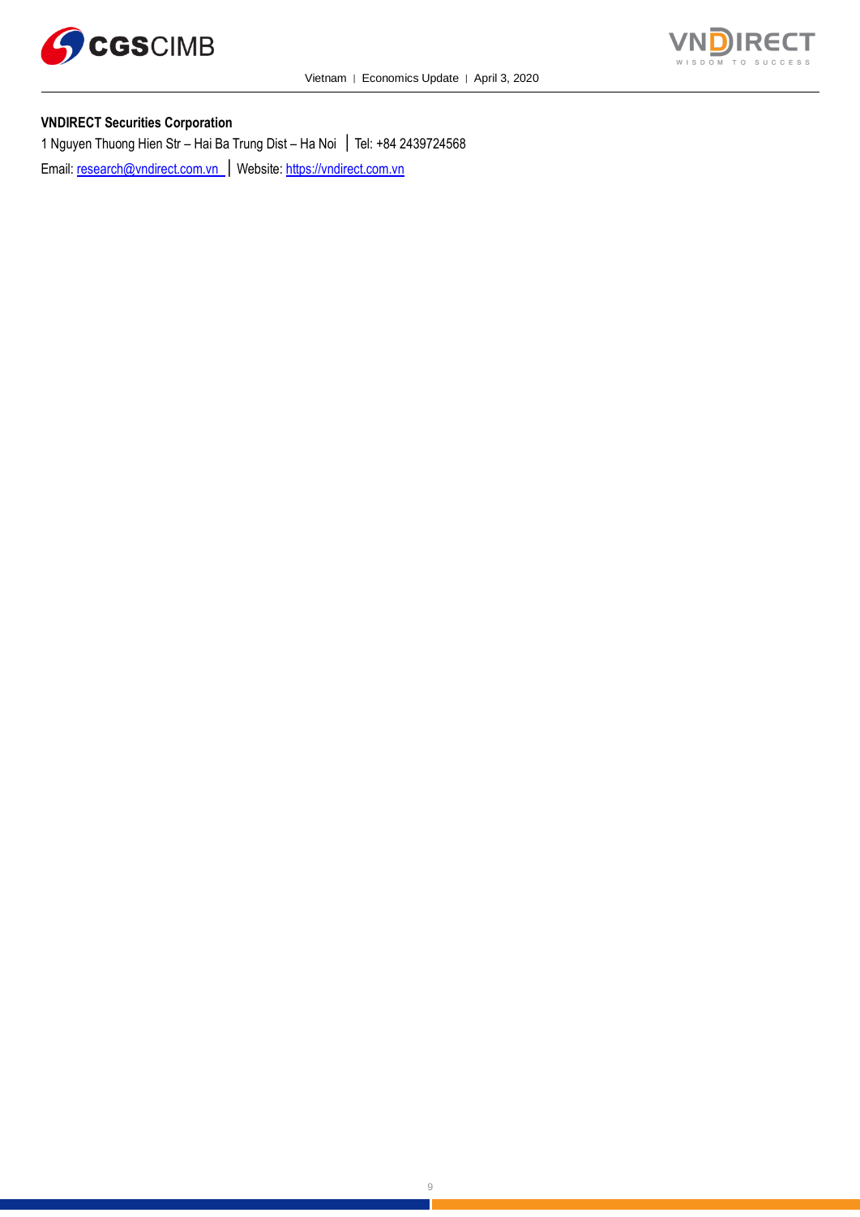**VNDIRECT Securities Corporation**

1 Nguyen Thuong Hien Str – Hai Ba Trung Dist – Ha Noi | Tel: +84 2439724568

Email: research@vndirect.com.vn | Website: https://vndirect.com.vn